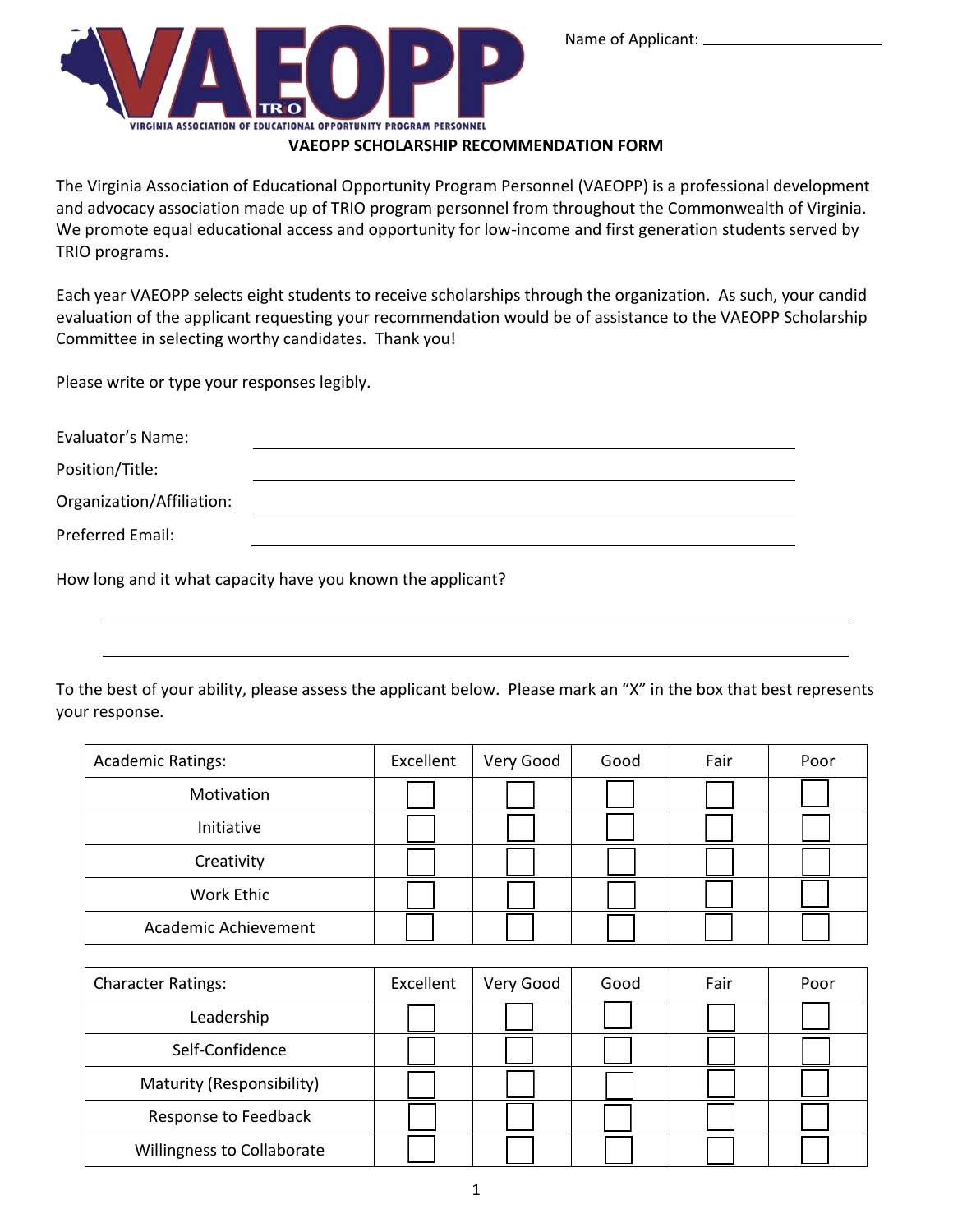Name of Applicant: ____________________

VIRGINIA ASSOCIATION OF EDUCATIONAL OPPORTUNITY PROGRAM PERSONNEL

# VAEOPP SCHOLARSHIP RECOMMENDATION FORM

The Virginia Association of Educational Opportunity Program Personnel (VAEOPP) is a professional development and advocacy association made up of TRIO program personnel from throughout the Commonwealth of Virginia. We promote equal educational access and opportunity for low-income and first generation students served by TRIO programs.

Each year VAEOPP selects eight students to receive scholarships through the organization. As such, your candid evaluation of the applicant requesting your recommendation would be of assistance to the VAEOPP Scholarship Committee in selecting worthy candidates. Thank you!

Please write or type your responses legibly.

Evaluator's Name: ____________________

Position/Title: ____________________

Organization/Affiliation: ____________________

Preferred Email: ____________________

How long and it what capacity have you known the applicant?

____________________

____________________

To the best of your ability, please assess the applicant below. Please mark an "X" in the box that best represents your response.

| Academic Ratings: | Excellent | Very Good | Good | Fair | Poor |
|---|---|---|---|---|---|
| Motivation | ☐ | ☐ | ☐ | ☐ | ☐ |
| Initiative | ☐ | ☐ | ☐ | ☐ | ☐ |
| Creativity | ☐ | ☐ | ☐ | ☐ | ☐ |
| Work Ethic | ☐ | ☐ | ☐ | ☐ | ☐ |
| Academic Achievement | ☐ | ☐ | ☐ | ☐ | ☐ |

| Character Ratings: | Excellent | Very Good | Good | Fair | Poor |
|---|---|---|---|---|---|
| Leadership | ☐ | ☐ | ☐ | ☐ | ☐ |
| Self-Confidence | ☐ | ☐ | ☐ | ☐ | ☐ |
| Maturity (Responsibility) | ☐ | ☐ | ☐ | ☐ | ☐ |
| Response to Feedback | ☐ | ☐ | ☐ | ☐ | ☐ |
| Willingness to Collaborate | ☐ | ☐ | ☐ | ☐ | ☐ |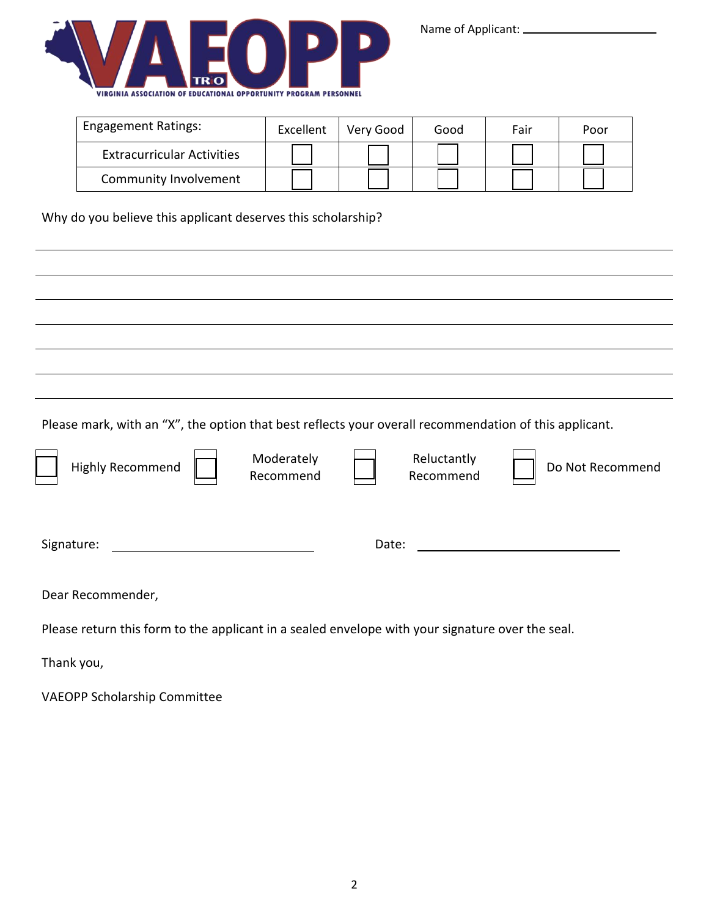VIRGINIA ASSOCIATION OF EDUCATIONAL OPPORTUNITY PROGRAM PERSONNEL

Name of Applicant: ____________________

| Engagement Ratings: | Excellent | Very Good | Good | Fair | Poor |
|---|---|---|---|---|---|
| Extracurricular Activities | ☐ | ☐ | ☐ | ☐ | ☐ |
| Community Involvement | ☐ | ☐ | ☐ | ☐ | ☐ |

Why do you believe this applicant deserves this scholarship?

______________________________________________________________________

______________________________________________________________________

______________________________________________________________________

______________________________________________________________________

______________________________________________________________________

______________________________________________________________________

Please mark, with an "X", the option that best reflects your overall recommendation of this applicant.

☐ Highly Recommend ☐ Moderately Recommend ☐ Reluctantly Recommend ☐ Do Not Recommend

Signature: ____________________ Date: ____________________

Dear Recommender,

Please return this form to the applicant in a sealed envelope with your signature over the seal.

Thank you,

VAEOPP Scholarship Committee